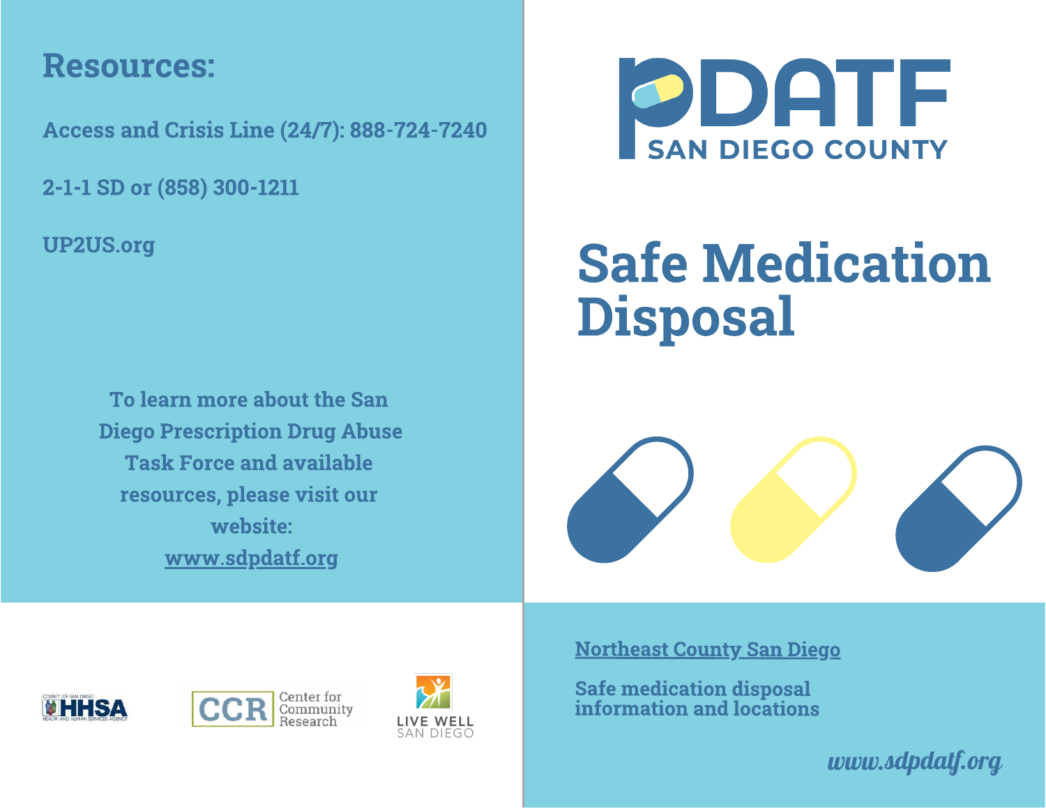## Resources:

**Access and Crisis Line (24/7): 888-724-7240**

**2-1-1 SD or (858) 300-1211**

**UP2US.org**

**To learn more about the San Diego Prescription Drug Abuse Task Force and available resources, please visit our website: [www.sdpdatf.org](http://www.sdpdatf.org)**

COUNTY OF SAN DIEGO HHSA HEALTH AND HUMAN SERVICES AGENCY

CCR Center for Community Research

LIVE WELL SAN DIEGO

PDATF SAN DIEGO COUNTY

# Safe Medication Disposal

**Northeast County San Diego**

**Safe medication disposal information and locations**

*www.sdpdatf.org*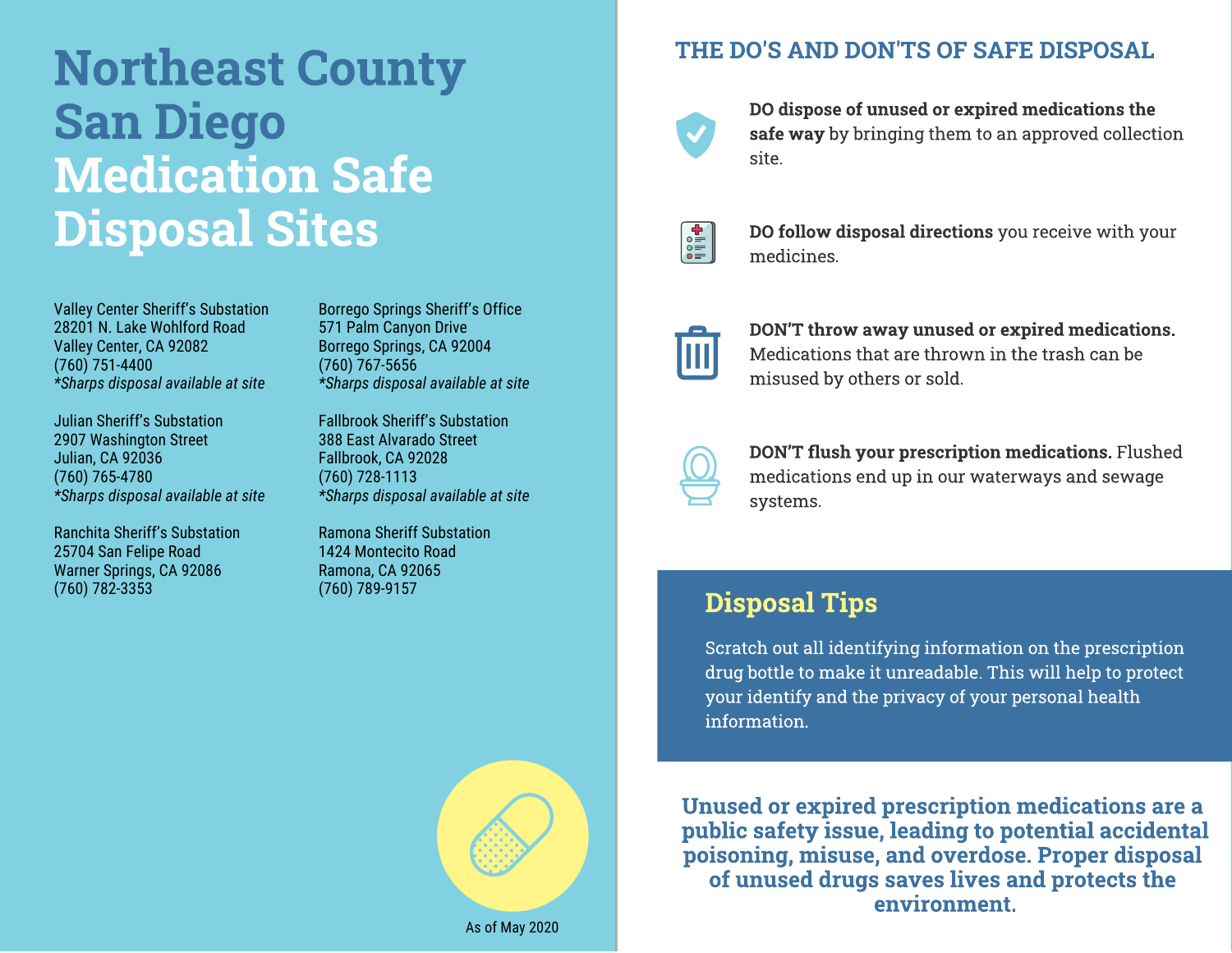# Northeast County San Diego Medication Safe Disposal Sites

Valley Center Sheriff's Substation
28201 N. Lake Wohlford Road
Valley Center, CA 92082
(760) 751-4400
*\*Sharps disposal available at site*

Julian Sheriff's Substation
2907 Washington Street
Julian, CA 92036
(760) 765-4780
*\*Sharps disposal available at site*

Ranchita Sheriff's Substation
25704 San Felipe Road
Warner Springs, CA 92086
(760) 782-3353

Borrego Springs Sheriff's Office
571 Palm Canyon Drive
Borrego Springs, CA 92004
(760) 767-5656
*\*Sharps disposal available at site*

Fallbrook Sheriff's Substation
388 East Alvarado Street
Fallbrook, CA 92028
(760) 728-1113
*\*Sharps disposal available at site*

Ramona Sheriff Substation
1424 Montecito Road
Ramona, CA 92065
(760) 789-9157

As of May 2020

## THE DO'S AND DON'TS OF SAFE DISPOSAL

**DO dispose of unused or expired medications the safe way** by bringing them to an approved collection site.

**DO follow disposal directions** you receive with your medicines.

**DON'T throw away unused or expired medications.** Medications that are thrown in the trash can be misused by others or sold.

**DON'T flush your prescription medications.** Flushed medications end up in our waterways and sewage systems.

## Disposal Tips

Scratch out all identifying information on the prescription drug bottle to make it unreadable. This will help to protect your identify and the privacy of your personal health information.

**Unused or expired prescription medications are a public safety issue, leading to potential accidental poisoning, misuse, and overdose. Proper disposal of unused drugs saves lives and protects the environment.**